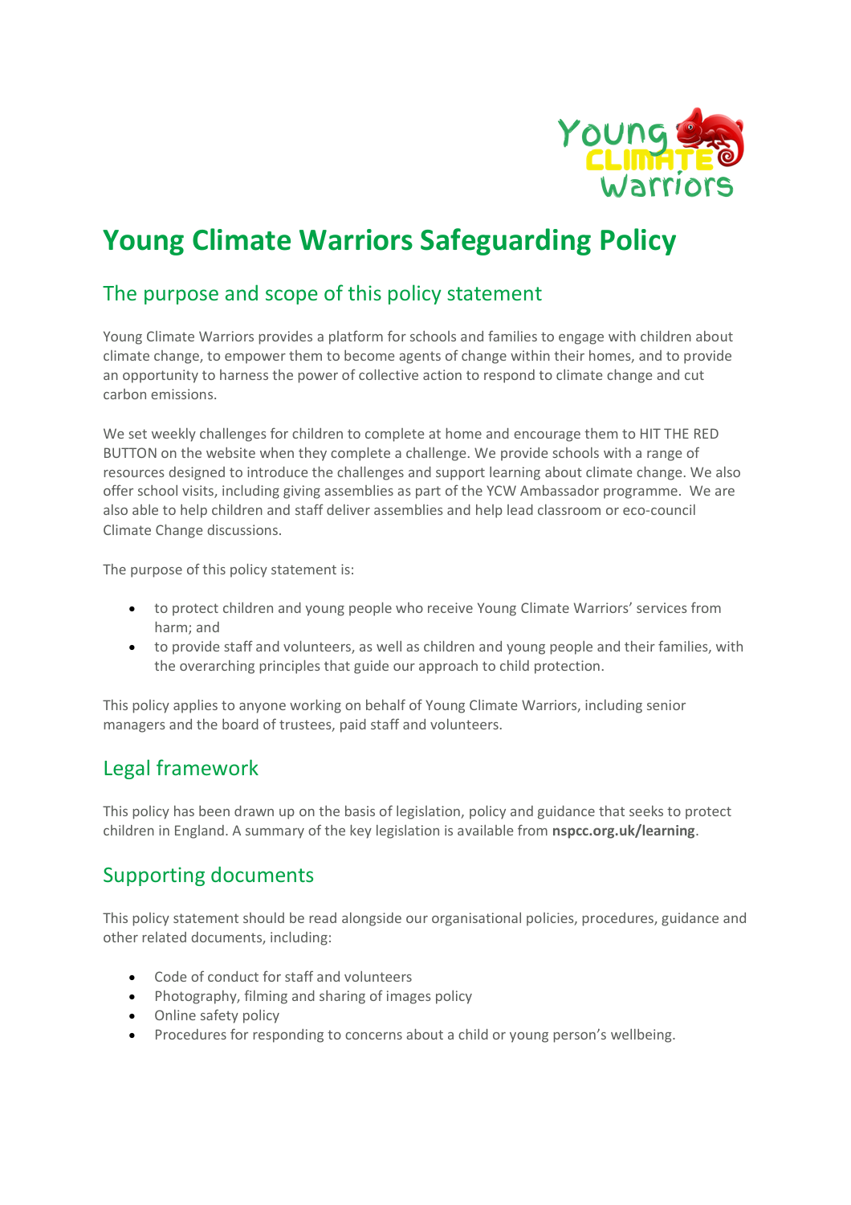# Young Climate Warriors Safeguarding Policy

## The purpose and scope of this policy statement

Young Climate Warriors provides a platform for schools and families to engage with children about climate change, to empower them to become agents of change within their homes, and to provide an opportunity to harness the power of collective action to respond to climate change and cut carbon emissions.

We set weekly challenges for children to complete at home and encourage them to HIT THE RED BUTTON on the website when they complete a challenge. We provide schools with a range of resources designed to introduce the challenges and support learning about climate change. We also offer school visits, including giving assemblies as part of the YCW Ambassador programme. We are also able to help children and staff deliver assemblies and help lead classroom or eco-council Climate Change discussions.

The purpose of this policy statement is:

- to protect children and young people who receive Young Climate Warriors' services from harm; and
- to provide staff and volunteers, as well as children and young people and their families, with the overarching principles that guide our approach to child protection.

This policy applies to anyone working on behalf of Young Climate Warriors, including senior managers and the board of trustees, paid staff and volunteers.

## Legal framework

This policy has been drawn up on the basis of legislation, policy and guidance that seeks to protect children in England. A summary of the key legislation is available from **nspcc.org.uk/learning**.

## Supporting documents

This policy statement should be read alongside our organisational policies, procedures, guidance and other related documents, including:

- Code of conduct for staff and volunteers
- Photography, filming and sharing of images policy
- Online safety policy
- Procedures for responding to concerns about a child or young person's wellbeing.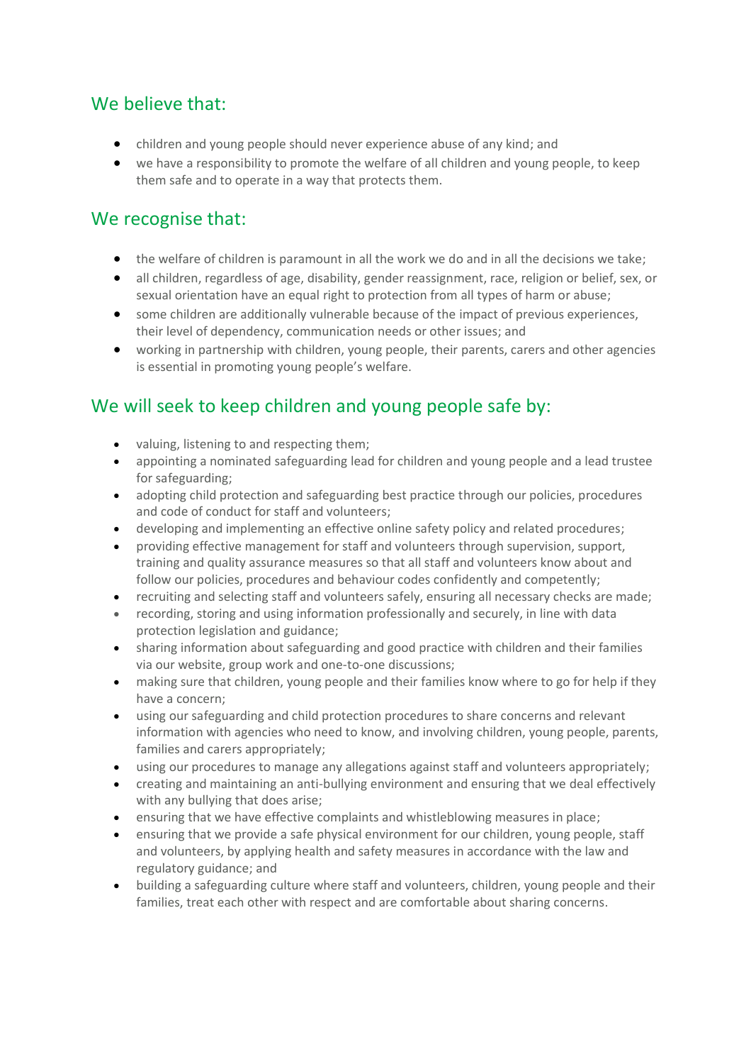## We believe that:

- children and young people should never experience abuse of any kind; and
- we have a responsibility to promote the welfare of all children and young people, to keep them safe and to operate in a way that protects them.

## We recognise that:

- the welfare of children is paramount in all the work we do and in all the decisions we take;
- all children, regardless of age, disability, gender reassignment, race, religion or belief, sex, or sexual orientation have an equal right to protection from all types of harm or abuse;
- some children are additionally vulnerable because of the impact of previous experiences, their level of dependency, communication needs or other issues; and
- working in partnership with children, young people, their parents, carers and other agencies is essential in promoting young people's welfare.

## We will seek to keep children and young people safe by:

- valuing, listening to and respecting them;
- appointing a nominated safeguarding lead for children and young people and a lead trustee for safeguarding;
- adopting child protection and safeguarding best practice through our policies, procedures and code of conduct for staff and volunteers;
- developing and implementing an effective online safety policy and related procedures;
- providing effective management for staff and volunteers through supervision, support, training and quality assurance measures so that all staff and volunteers know about and follow our policies, procedures and behaviour codes confidently and competently;
- recruiting and selecting staff and volunteers safely, ensuring all necessary checks are made;
- recording, storing and using information professionally and securely, in line with data protection legislation and guidance;
- sharing information about safeguarding and good practice with children and their families via our website, group work and one-to-one discussions;
- making sure that children, young people and their families know where to go for help if they have a concern;
- using our safeguarding and child protection procedures to share concerns and relevant information with agencies who need to know, and involving children, young people, parents, families and carers appropriately;
- using our procedures to manage any allegations against staff and volunteers appropriately;
- creating and maintaining an anti-bullying environment and ensuring that we deal effectively with any bullying that does arise;
- ensuring that we have effective complaints and whistleblowing measures in place;
- ensuring that we provide a safe physical environment for our children, young people, staff and volunteers, by applying health and safety measures in accordance with the law and regulatory guidance; and
- building a safeguarding culture where staff and volunteers, children, young people and their families, treat each other with respect and are comfortable about sharing concerns.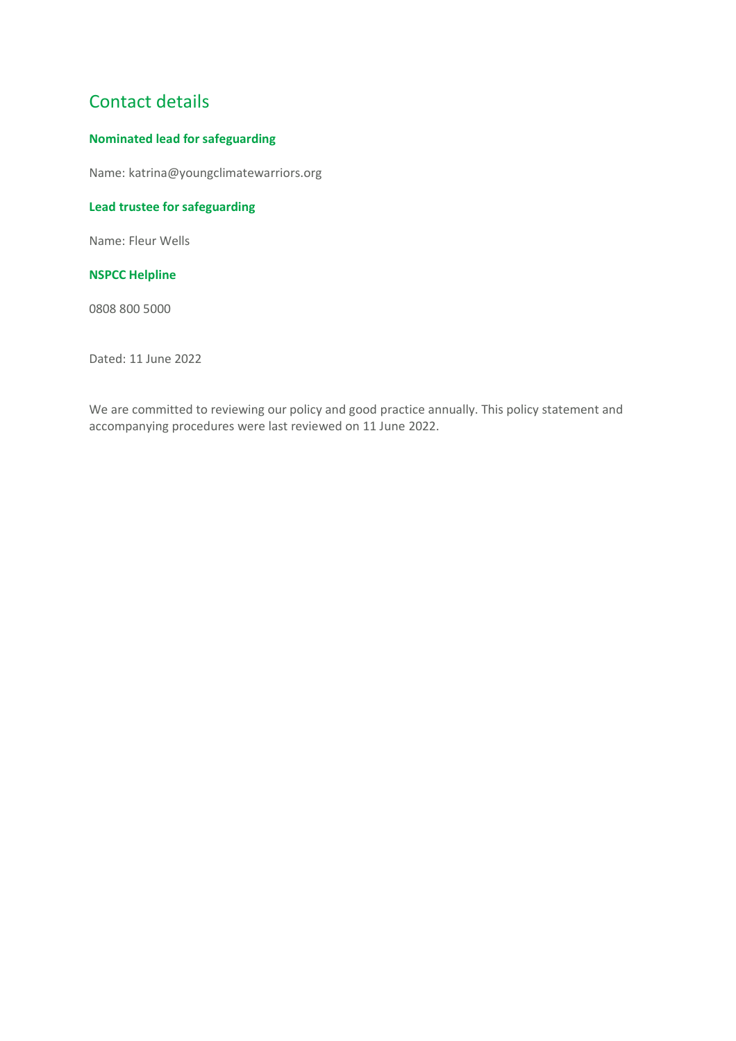## Contact details

### Nominated lead for safeguarding

Name: katrina@youngclimatewarriors.org

### Lead trustee for safeguarding

Name: Fleur Wells

### NSPCC Helpline

0808 800 5000

Dated: 11 June 2022

We are committed to reviewing our policy and good practice annually. This policy statement and accompanying procedures were last reviewed on 11 June 2022.